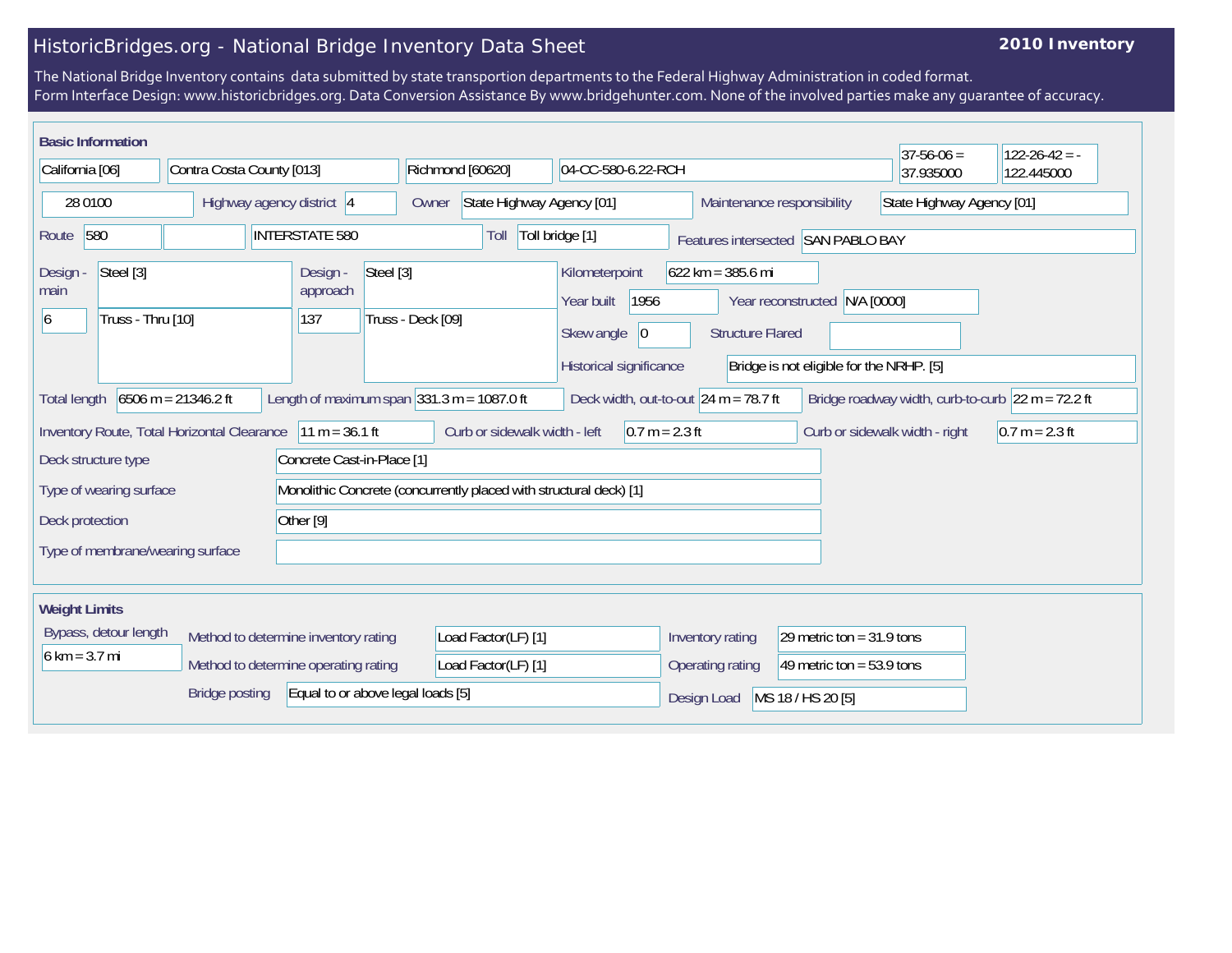# HistoricBridges.org - National Bridge Inventory Data Sheet

**2010 Inventory**

The National Bridge Inventory contains data submitted by state transportion departments to the Federal Highway Administration in coded format.
Form Interface Design: www.historicbridges.org. Data Conversion Assistance By www.bridgehunter.com. None of the involved parties make any guarantee of accuracy.

## Basic Information

| | |
|---|---|
| State | California [06] |
| County | Contra Costa County [013] |
| Place | Richmond [60620] |
| Location | 04-CC-580-6.22-RCH |
| Latitude | 37-56-06 = 37.935000 |
| Longitude | 122-26-42 = -122.445000 |
| Structure Number | 28 0100 |
| Highway agency district | 4 |
| Owner | State Highway Agency [01] |
| Maintenance responsibility | State Highway Agency [01] |
| Route | 580 |
| Facility carried | INTERSTATE 580 |
| Toll | Toll bridge [1] |
| Features intersected | SAN PABLO BAY |
| Design - main | Steel [3] |
| Number of main spans | 6 |
| Main span design | Truss - Thru [10] |
| Design - approach | Steel [3] |
| Number of approach spans | 137 |
| Approach span design | Truss - Deck [09] |
| Kilometerpoint | 622 km = 385.6 mi |
| Year built | 1956 |
| Year reconstructed | N/A [0000] |
| Skew angle | 0 |
| Structure Flared | |
| Historical significance | Bridge is not eligible for the NRHP. [5] |
| Total length | 6506 m = 21346.2 ft |
| Length of maximum span | 331.3 m = 1087.0 ft |
| Deck width, out-to-out | 24 m = 78.7 ft |
| Bridge roadway width, curb-to-curb | 22 m = 72.2 ft |
| Inventory Route, Total Horizontal Clearance | 11 m = 36.1 ft |
| Curb or sidewalk width - left | 0.7 m = 2.3 ft |
| Curb or sidewalk width - right | 0.7 m = 2.3 ft |
| Deck structure type | Concrete Cast-in-Place [1] |
| Type of wearing surface | Monolithic Concrete (concurrently placed with structural deck) [1] |
| Deck protection | Other [9] |
| Type of membrane/wearing surface | |

## Weight Limits

| | |
|---|---|
| Bypass, detour length | 6 km = 3.7 mi |
| Method to determine inventory rating | Load Factor(LF) [1] |
| Method to determine operating rating | Load Factor(LF) [1] |
| Bridge posting | Equal to or above legal loads [5] |
| Inventory rating | 29 metric ton = 31.9 tons |
| Operating rating | 49 metric ton = 53.9 tons |
| Design Load | MS 18 / HS 20 [5] |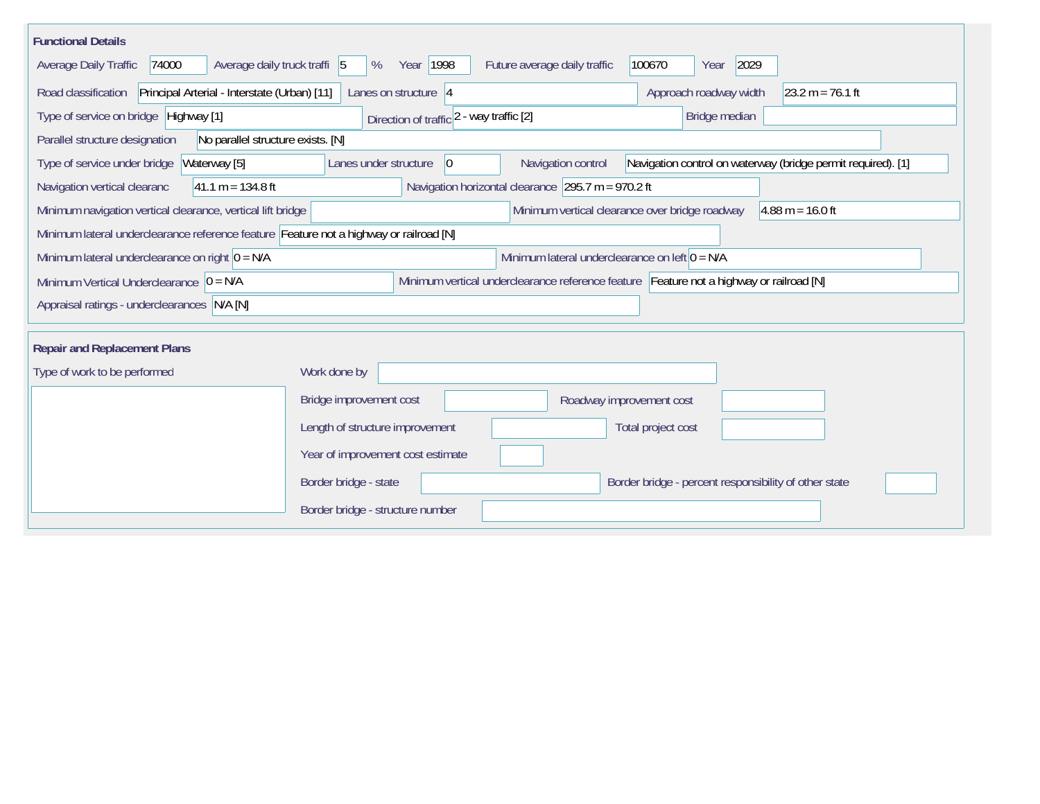## Functional Details

Average Daily Traffic: 74000

Average daily truck traffi: 5 %

Year: 1998

Future average daily traffic: 100670

Year: 2029

Road classification: Principal Arterial - Interstate (Urban) [11]

Lanes on structure: 4

Approach roadway width: 23.2 m = 76.1 ft

Type of service on bridge: Highway [1]

Direction of traffic: 2 - way traffic [2]

Bridge median:

Parallel structure designation: No parallel structure exists. [N]

Type of service under bridge: Waterway [5]

Lanes under structure: 0

Navigation control: Navigation control on waterway (bridge permit required). [1]

Navigation vertical clearanc: 41.1 m = 134.8 ft

Navigation horizontal clearance: 295.7 m = 970.2 ft

Minimum navigation vertical clearance, vertical lift bridge:

Minimum vertical clearance over bridge roadway: 4.88 m = 16.0 ft

Minimum lateral underclearance reference feature: Feature not a highway or railroad [N]

Minimum lateral underclearance on right: 0 = N/A

Minimum lateral underclearance on left: 0 = N/A

Minimum Vertical Underclearance: 0 = N/A

Minimum vertical underclearance reference feature: Feature not a highway or railroad [N]

Appraisal ratings - underclearances: N/A [N]

## Repair and Replacement Plans

Type of work to be performed:

Work done by:

Bridge improvement cost:

Roadway improvement cost:

Length of structure improvement:

Total project cost:

Year of improvement cost estimate:

Border bridge - state:

Border bridge - percent responsibility of other state:

Border bridge - structure number: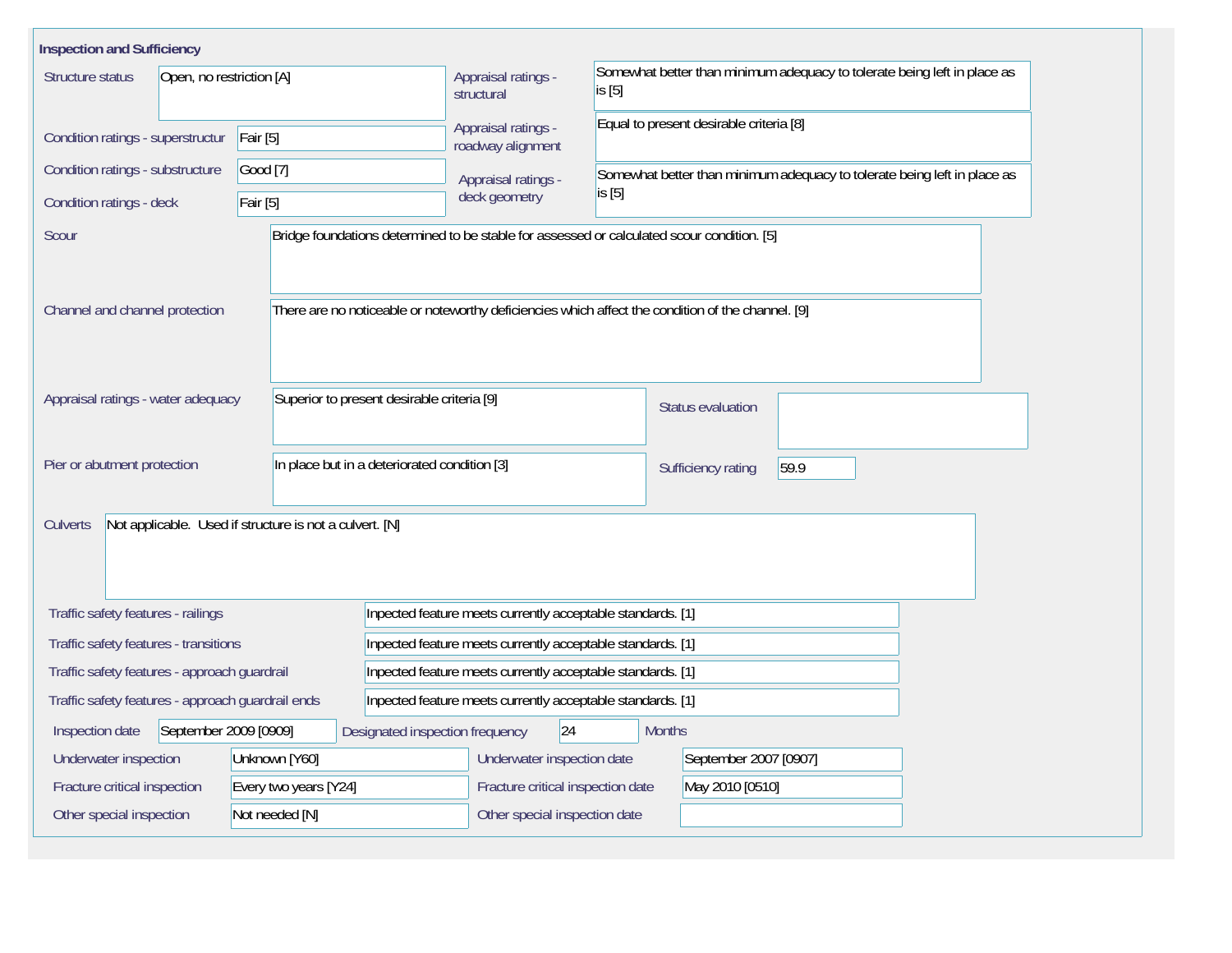## Inspection and Sufficiency

| Field | Value |
|---|---|
| Structure status | Open, no restriction [A] |
| Appraisal ratings - structural | Somewhat better than minimum adequacy to tolerate being left in place as is [5] |
| Condition ratings - superstructur | Fair [5] |
| Appraisal ratings - roadway alignment | Equal to present desirable criteria [8] |
| Condition ratings - substructure | Good [7] |
| Appraisal ratings - deck geometry | Somewhat better than minimum adequacy to tolerate being left in place as is [5] |
| Condition ratings - deck | Fair [5] |
| Scour | Bridge foundations determined to be stable for assessed or calculated scour condition. [5] |
| Channel and channel protection | There are no noticeable or noteworthy deficiencies which affect the condition of the channel. [9] |
| Appraisal ratings - water adequacy | Superior to present desirable criteria [9] |
| Status evaluation | |
| Pier or abutment protection | In place but in a deteriorated condition [3] |
| Sufficiency rating | 59.9 |
| Culverts | Not applicable. Used if structure is not a culvert. [N] |
| Traffic safety features - railings | Inpected feature meets currently acceptable standards. [1] |
| Traffic safety features - transitions | Inpected feature meets currently acceptable standards. [1] |
| Traffic safety features - approach guardrail | Inpected feature meets currently acceptable standards. [1] |
| Traffic safety features - approach guardrail ends | Inpected feature meets currently acceptable standards. [1] |
| Inspection date | September 2009 [0909] |
| Designated inspection frequency | 24 Months |
| Underwater inspection | Unknown [Y60] |
| Underwater inspection date | September 2007 [0907] |
| Fracture critical inspection | Every two years [Y24] |
| Fracture critical inspection date | May 2010 [0510] |
| Other special inspection | Not needed [N] |
| Other special inspection date | |